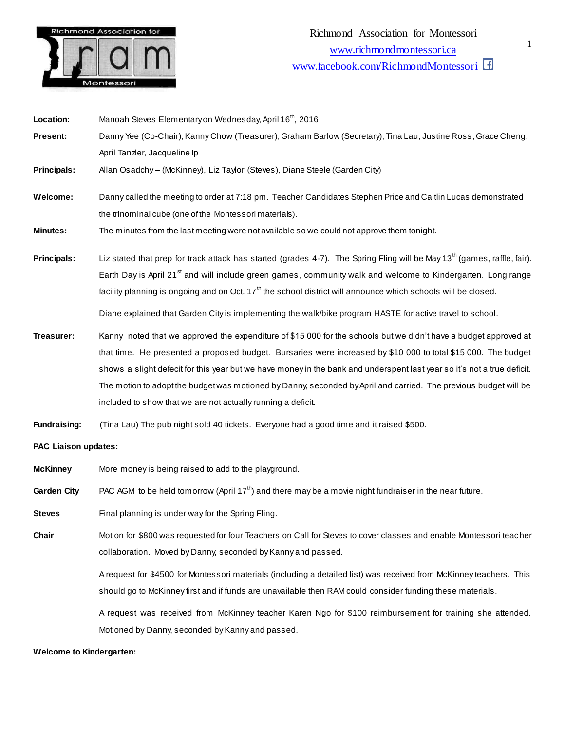Richmond Association for Montessori
www.richmondmontessori.ca
www.facebook.com/RichmondMontessori

**Location:** Manoah Steves Elementary on Wednesday, April 16th, 2016

**Present:** Danny Yee (Co-Chair), Kanny Chow (Treasurer), Graham Barlow (Secretary), Tina Lau, Justine Ross, Grace Cheng, April Tanzler, Jacqueline Ip

**Principals:** Allan Osadchy – (McKinney), Liz Taylor (Steves), Diane Steele (Garden City)

**Welcome:** Danny called the meeting to order at 7:18 pm. Teacher Candidates Stephen Price and Caitlin Lucas demonstrated the trinominal cube (one of the Montessori materials).

**Minutes:** The minutes from the last meeting were not available so we could not approve them tonight.

**Principals:** Liz stated that prep for track attack has started (grades 4-7). The Spring Fling will be May 13th (games, raffle, fair). Earth Day is April 21st and will include green games, community walk and welcome to Kindergarten. Long range facility planning is ongoing and on Oct. 17th the school district will announce which schools will be closed.

Diane explained that Garden City is implementing the walk/bike program HASTE for active travel to school.

**Treasurer:** Kanny noted that we approved the expenditure of $15 000 for the schools but we didn't have a budget approved at that time. He presented a proposed budget. Bursaries were increased by $10 000 to total $15 000. The budget shows a slight defecit for this year but we have money in the bank and underspent last year so it's not a true deficit. The motion to adopt the budget was motioned by Danny, seconded by April and carried. The previous budget will be included to show that we are not actually running a deficit.

**Fundraising:** (Tina Lau) The pub night sold 40 tickets. Everyone had a good time and it raised $500.

**PAC Liaison updates:**

**McKinney** More money is being raised to add to the playground.

**Garden City** PAC AGM to be held tomorrow (April 17th) and there may be a movie night fundraiser in the near future.

**Steves** Final planning is under way for the Spring Fling.

**Chair** Motion for $800 was requested for four Teachers on Call for Steves to cover classes and enable Montessori teacher collaboration. Moved by Danny, seconded by Kanny and passed.

A request for $4500 for Montessori materials (including a detailed list) was received from McKinney teachers. This should go to McKinney first and if funds are unavailable then RAM could consider funding these materials.

A request was received from McKinney teacher Karen Ngo for $100 reimbursement for training she attended. Motioned by Danny, seconded by Kanny and passed.

**Welcome to Kindergarten:**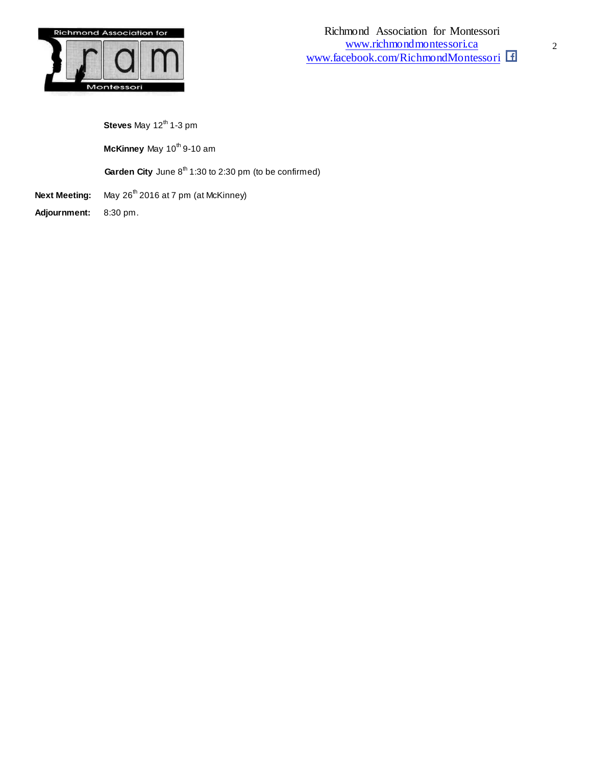**Steves** May 12th 1-3 pm

**McKinney** May 10th 9-10 am

**Garden City** June 8th 1:30 to 2:30 pm (to be confirmed)

**Next Meeting:** May 26th 2016 at 7 pm (at McKinney)

**Adjournment:** 8:30 pm.